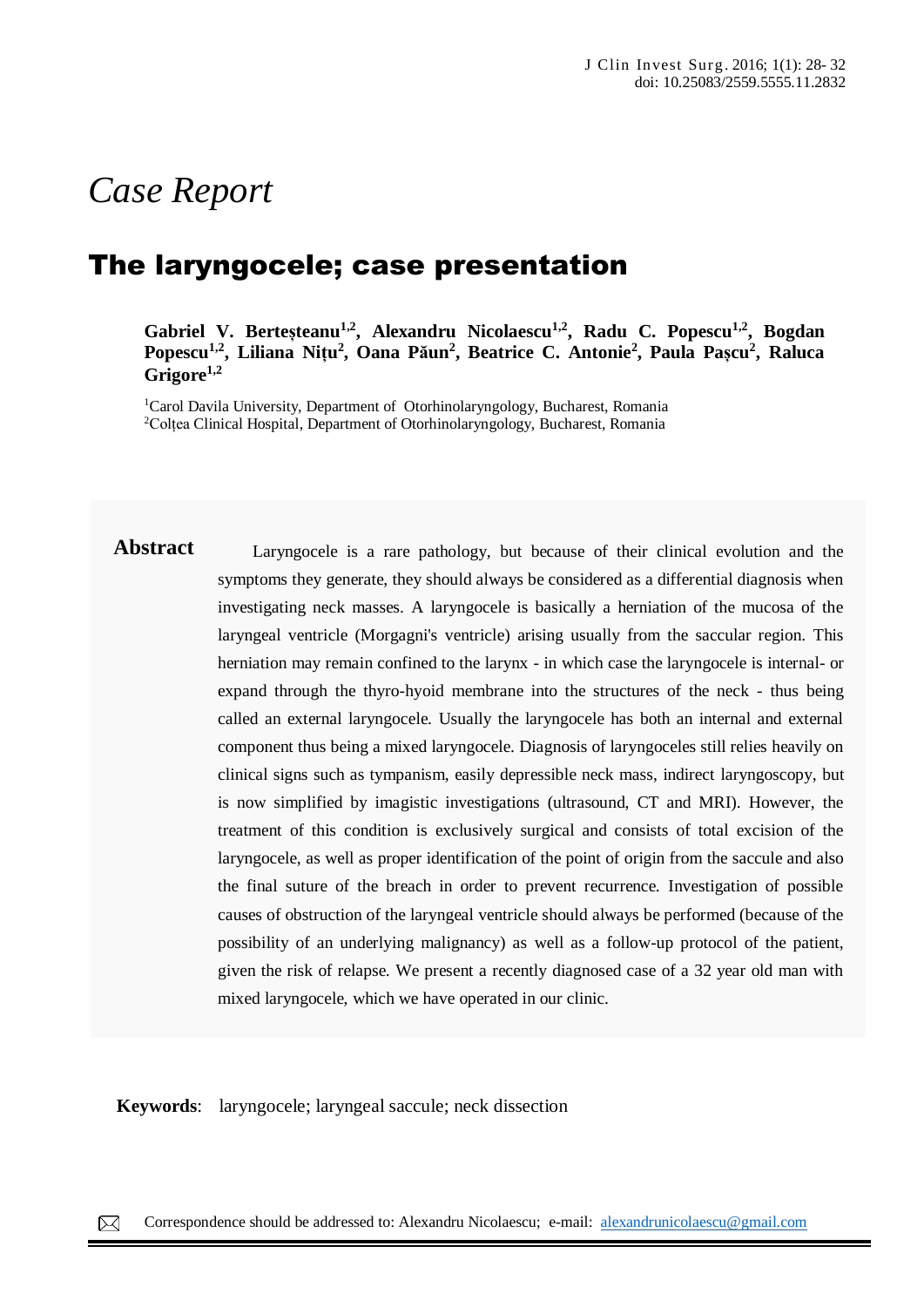*Case Report*

# The laryngocele; case presentation

**Gabriel V. Berteșteanu[1,2], Alexandru Nicolaescu[1,2], Radu C. Popescu[1,2], Bogdan Popescu[1,2], Liliana Nițu[2], Oana Păun[2], Beatrice C. Antonie[2], Paula Pașcu[2], Raluca Grigore[1,2]**

[1]Carol Davila University, Department of Otorhinolaryngology, Bucharest, Romania
[2]Colțea Clinical Hospital, Department of Otorhinolaryngology, Bucharest, Romania

**Abstract**

Laryngocele is a rare pathology, but because of their clinical evolution and the symptoms they generate, they should always be considered as a differential diagnosis when investigating neck masses. A laryngocele is basically a herniation of the mucosa of the laryngeal ventricle (Morgagni's ventricle) arising usually from the saccular region. This herniation may remain confined to the larynx - in which case the laryngocele is internal- or expand through the thyro-hyoid membrane into the structures of the neck - thus being called an external laryngocele. Usually the laryngocele has both an internal and external component thus being a mixed laryngocele. Diagnosis of laryngoceles still relies heavily on clinical signs such as tympanism, easily depressible neck mass, indirect laryngoscopy, but is now simplified by imagistic investigations (ultrasound, CT and MRI). However, the treatment of this condition is exclusively surgical and consists of total excision of the laryngocele, as well as proper identification of the point of origin from the saccule and also the final suture of the breach in order to prevent recurrence. Investigation of possible causes of obstruction of the laryngeal ventricle should always be performed (because of the possibility of an underlying malignancy) as well as a follow-up protocol of the patient, given the risk of relapse. We present a recently diagnosed case of a 32 year old man with mixed laryngocele, which we have operated in our clinic.

**Keywords**: laryngocele; laryngeal saccule; neck dissection

Correspondence should be addressed to: Alexandru Nicolaescu; e-mail: alexandrunicolaescu@gmail.com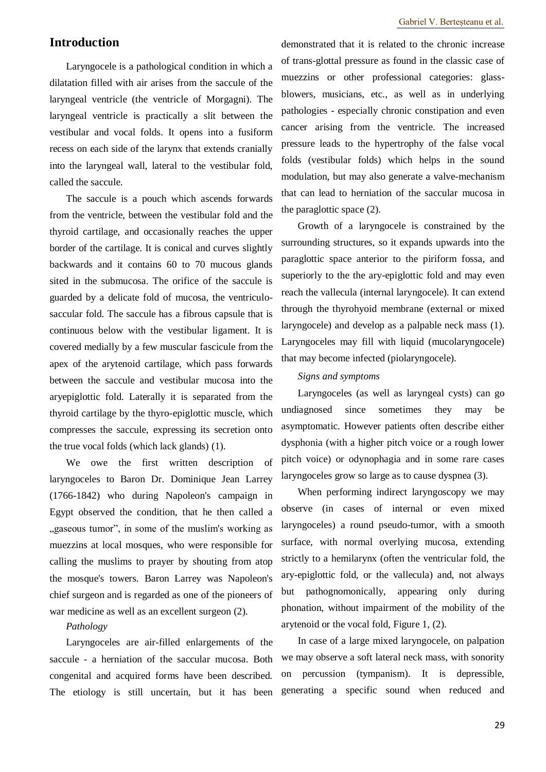## Introduction

Laryngocele is a pathological condition in which a dilatation filled with air arises from the saccule of the laryngeal ventricle (the ventricle of Morgagni). The laryngeal ventricle is practically a slit between the vestibular and vocal folds. It opens into a fusiform recess on each side of the larynx that extends cranially into the laryngeal wall, lateral to the vestibular fold, called the saccule.

The saccule is a pouch which ascends forwards from the ventricle, between the vestibular fold and the thyroid cartilage, and occasionally reaches the upper border of the cartilage. It is conical and curves slightly backwards and it contains 60 to 70 mucous glands sited in the submucosa. The orifice of the saccule is guarded by a delicate fold of mucosa, the ventriculo-saccular fold. The saccule has a fibrous capsule that is continuous below with the vestibular ligament. It is covered medially by a few muscular fascicule from the apex of the arytenoid cartilage, which pass forwards between the saccule and vestibular mucosa into the aryepiglottic fold. Laterally it is separated from the thyroid cartilage by the thyro-epiglottic muscle, which compresses the saccule, expressing its secretion onto the true vocal folds (which lack glands) (1).

We owe the first written description of laryngoceles to Baron Dr. Dominique Jean Larrey (1766-1842) who during Napoleon's campaign in Egypt observed the condition, that he then called a „gaseous tumor", in some of the muslim's working as muezzins at local mosques, who were responsible for calling the muslims to prayer by shouting from atop the mosque's towers. Baron Larrey was Napoleon's chief surgeon and is regarded as one of the pioneers of war medicine as well as an excellent surgeon (2).

*Pathology*

Laryngoceles are air-filled enlargements of the saccule - a herniation of the saccular mucosa. Both congenital and acquired forms have been described. The etiology is still uncertain, but it has been demonstrated that it is related to the chronic increase of trans-glottal pressure as found in the classic case of muezzins or other professional categories: glass-blowers, musicians, etc., as well as in underlying pathologies - especially chronic constipation and even cancer arising from the ventricle. The increased pressure leads to the hypertrophy of the false vocal folds (vestibular folds) which helps in the sound modulation, but may also generate a valve-mechanism that can lead to herniation of the saccular mucosa in the paraglottic space (2).

Growth of a laryngocele is constrained by the surrounding structures, so it expands upwards into the paraglottic space anterior to the piriform fossa, and superiorly to the the ary-epiglottic fold and may even reach the vallecula (internal laryngocele). It can extend through the thyrohyoid membrane (external or mixed laryngocele) and develop as a palpable neck mass (1). Laryngoceles may fill with liquid (mucolaryngocele) that may become infected (piolaryngocele).

*Signs and symptoms*

Laryngoceles (as well as laryngeal cysts) can go undiagnosed since sometimes they may be asymptomatic. However patients often describe either dysphonia (with a higher pitch voice or a rough lower pitch voice) or odynophagia and in some rare cases laryngoceles grow so large as to cause dyspnea (3).

When performing indirect laryngoscopy we may observe (in cases of internal or even mixed laryngoceles) a round pseudo-tumor, with a smooth surface, with normal overlying mucosa, extending strictly to a hemilarynx (often the ventricular fold, the ary-epiglottic fold, or the vallecula) and, not always but pathognomonically, appearing only during phonation, without impairment of the mobility of the arytenoid or the vocal fold, Figure 1, (2).

In case of a large mixed laryngocele, on palpation we may observe a soft lateral neck mass, with sonority on percussion (tympanism). It is depressible, generating a specific sound when reduced and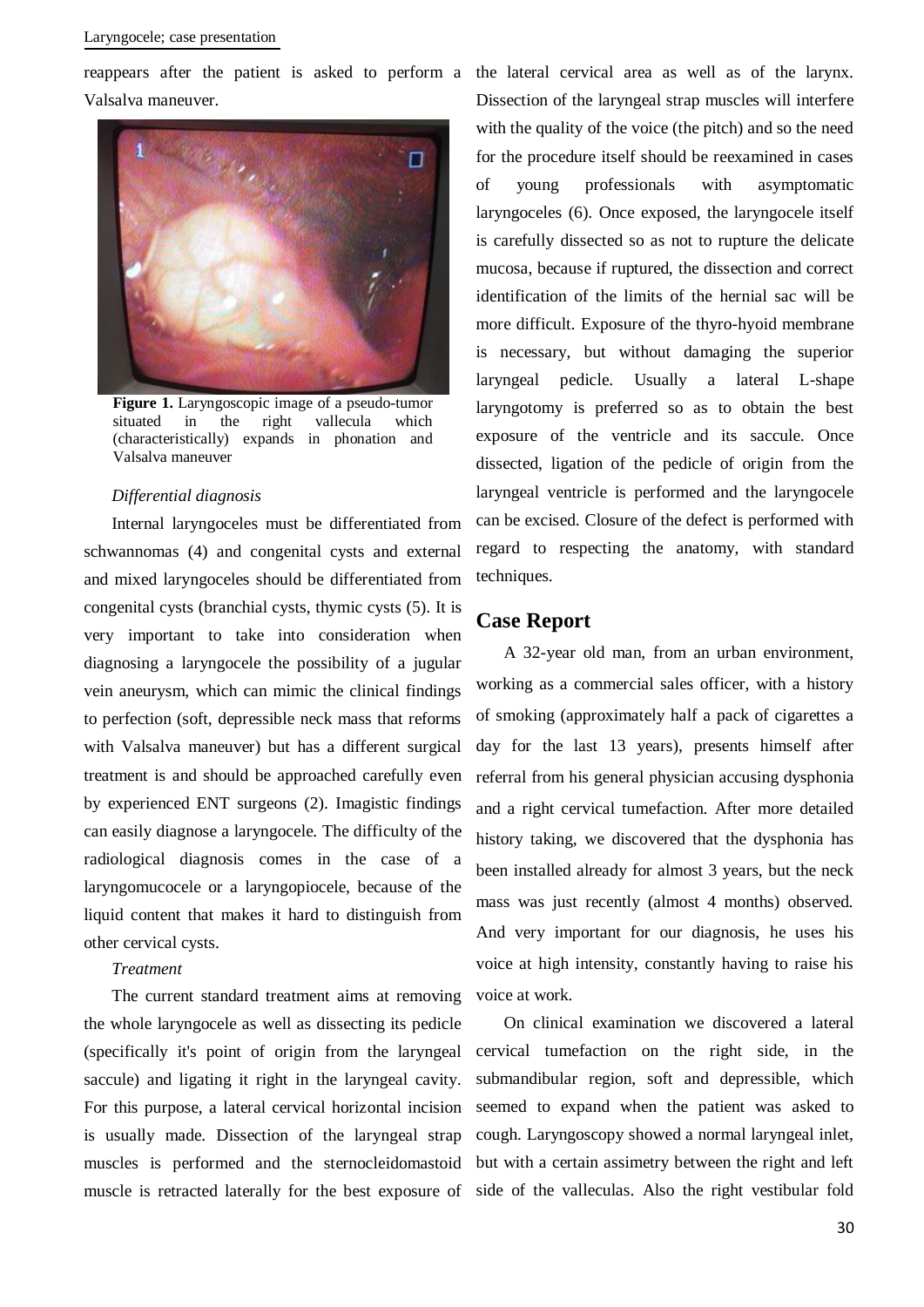reappears after the patient is asked to perform a Valsalva maneuver.

**Figure 1.** Laryngoscopic image of a pseudo-tumor situated in the right vallecula which (characteristically) expands in phonation and Valsalva maneuver

*Differential diagnosis*

Internal laryngoceles must be differentiated from schwannomas (4) and congenital cysts and external and mixed laryngoceles should be differentiated from congenital cysts (branchial cysts, thymic cysts (5). It is very important to take into consideration when diagnosing a laryngocele the possibility of a jugular vein aneurysm, which can mimic the clinical findings to perfection (soft, depressible neck mass that reforms with Valsalva maneuver) but has a different surgical treatment is and should be approached carefully even by experienced ENT surgeons (2). Imagistic findings can easily diagnose a laryngocele. The difficulty of the radiological diagnosis comes in the case of a laryngomucocele or a laryngopiocele, because of the liquid content that makes it hard to distinguish from other cervical cysts.

*Treatment*

The current standard treatment aims at removing the whole laryngocele as well as dissecting its pedicle (specifically it's point of origin from the laryngeal saccule) and ligating it right in the laryngeal cavity. For this purpose, a lateral cervical horizontal incision is usually made. Dissection of the laryngeal strap muscles is performed and the sternocleidomastoid muscle is retracted laterally for the best exposure of the lateral cervical area as well as of the larynx. Dissection of the laryngeal strap muscles will interfere with the quality of the voice (the pitch) and so the need for the procedure itself should be reexamined in cases of young professionals with asymptomatic laryngoceles (6). Once exposed, the laryngocele itself is carefully dissected so as not to rupture the delicate mucosa, because if ruptured, the dissection and correct identification of the limits of the hernial sac will be more difficult. Exposure of the thyro-hyoid membrane is necessary, but without damaging the superior laryngeal pedicle. Usually a lateral L-shape laryngotomy is preferred so as to obtain the best exposure of the ventricle and its saccule. Once dissected, ligation of the pedicle of origin from the laryngeal ventricle is performed and the laryngocele can be excised. Closure of the defect is performed with regard to respecting the anatomy, with standard techniques.

## Case Report

A 32-year old man, from an urban environment, working as a commercial sales officer, with a history of smoking (approximately half a pack of cigarettes a day for the last 13 years), presents himself after referral from his general physician accusing dysphonia and a right cervical tumefaction. After more detailed history taking, we discovered that the dysphonia has been installed already for almost 3 years, but the neck mass was just recently (almost 4 months) observed. And very important for our diagnosis, he uses his voice at high intensity, constantly having to raise his voice at work.

On clinical examination we discovered a lateral cervical tumefaction on the right side, in the submandibular region, soft and depressible, which seemed to expand when the patient was asked to cough. Laryngoscopy showed a normal laryngeal inlet, but with a certain assimetry between the right and left side of the valleculas. Also the right vestibular fold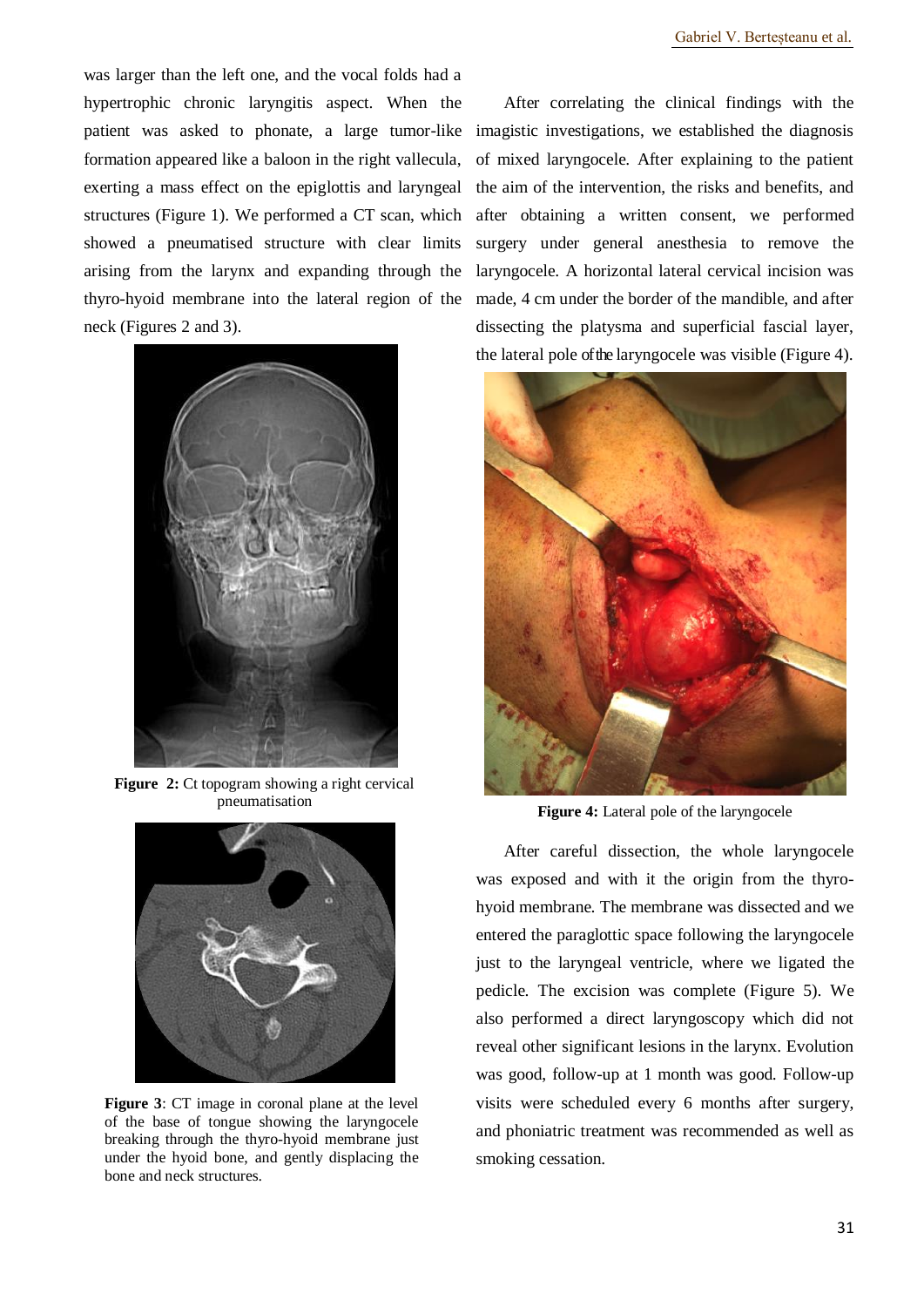was larger than the left one, and the vocal folds had a hypertrophic chronic laryngitis aspect. When the patient was asked to phonate, a large tumor-like formation appeared like a baloon in the right vallecula, exerting a mass effect on the epiglottis and laryngeal structures (Figure 1). We performed a CT scan, which showed a pneumatised structure with clear limits arising from the larynx and expanding through the thyro-hyoid membrane into the lateral region of the neck (Figures 2 and 3).

**Figure 2:** Ct topogram showing a right cervical pneumatisation

**Figure 3**: CT image in coronal plane at the level of the base of tongue showing the laryngocele breaking through the thyro-hyoid membrane just under the hyoid bone, and gently displacing the bone and neck structures.

After correlating the clinical findings with the imagistic investigations, we established the diagnosis of mixed laryngocele. After explaining to the patient the aim of the intervention, the risks and benefits, and after obtaining a written consent, we performed surgery under general anesthesia to remove the laryngocele. A horizontal lateral cervical incision was made, 4 cm under the border of the mandible, and after dissecting the platysma and superficial fascial layer, the lateral pole of the laryngocele was visible (Figure 4).

**Figure 4:** Lateral pole of the laryngocele

After careful dissection, the whole laryngocele was exposed and with it the origin from the thyro-hyoid membrane. The membrane was dissected and we entered the paraglottic space following the laryngocele just to the laryngeal ventricle, where we ligated the pedicle. The excision was complete (Figure 5). We also performed a direct laryngoscopy which did not reveal other significant lesions in the larynx. Evolution was good, follow-up at 1 month was good. Follow-up visits were scheduled every 6 months after surgery, and phoniatric treatment was recommended as well as smoking cessation.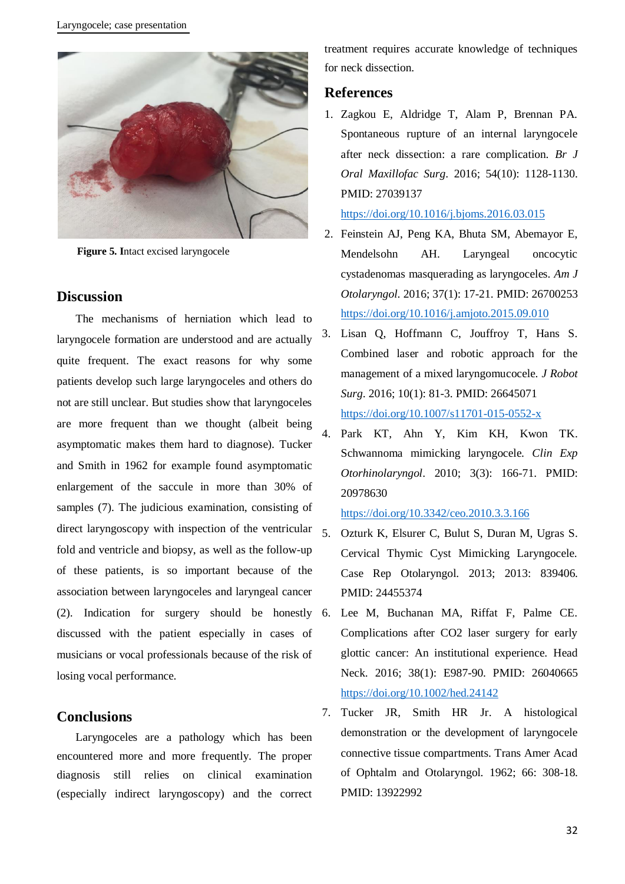**Figure 5.** **I**ntact excised laryngocele

## Discussion

The mechanisms of herniation which lead to laryngocele formation are understood and are actually quite frequent. The exact reasons for why some patients develop such large laryngoceles and others do not are still unclear. But studies show that laryngoceles are more frequent than we thought (albeit being asymptomatic makes them hard to diagnose). Tucker and Smith in 1962 for example found asymptomatic enlargement of the saccule in more than 30% of samples (7). The judicious examination, consisting of direct laryngoscopy with inspection of the ventricular fold and ventricle and biopsy, as well as the follow-up of these patients, is so important because of the association between laryngoceles and laryngeal cancer (2). Indication for surgery should be honestly discussed with the patient especially in cases of musicians or vocal professionals because of the risk of losing vocal performance.

## Conclusions

Laryngoceles are a pathology which has been encountered more and more frequently. The proper diagnosis still relies on clinical examination (especially indirect laryngoscopy) and the correct treatment requires accurate knowledge of techniques for neck dissection.

## References

1. Zagkou E, Aldridge T, Alam P, Brennan PA. Spontaneous rupture of an internal laryngocele after neck dissection: a rare complication. *Br J Oral Maxillofac Surg*. 2016; 54(10): 1128-1130. PMID: 27039137 https://doi.org/10.1016/j.bjoms.2016.03.015
2. Feinstein AJ, Peng KA, Bhuta SM, Abemayor E, Mendelsohn AH. Laryngeal oncocytic cystadenomas masquerading as laryngoceles. *Am J Otolaryngol*. 2016; 37(1): 17-21. PMID: 26700253 https://doi.org/10.1016/j.amjoto.2015.09.010
3. Lisan Q, Hoffmann C, Jouffroy T, Hans S. Combined laser and robotic approach for the management of a mixed laryngomucocele. *J Robot Surg*. 2016; 10(1): 81-3. PMID: 26645071 https://doi.org/10.1007/s11701-015-0552-x
4. Park KT, Ahn Y, Kim KH, Kwon TK. Schwannoma mimicking laryngocele. *Clin Exp Otorhinolaryngol*. 2010; 3(3): 166-71. PMID: 20978630 https://doi.org/10.3342/ceo.2010.3.3.166
5. Ozturk K, Elsurer C, Bulut S, Duran M, Ugras S. Cervical Thymic Cyst Mimicking Laryngocele. Case Rep Otolaryngol. 2013; 2013: 839406. PMID: 24455374
6. Lee M, Buchanan MA, Riffat F, Palme CE. Complications after CO2 laser surgery for early glottic cancer: An institutional experience. Head Neck. 2016; 38(1): E987-90. PMID: 26040665 https://doi.org/10.1002/hed.24142
7. Tucker JR, Smith HR Jr. A histological demonstration or the development of laryngocele connective tissue compartments. Trans Amer Acad of Ophtalm and Otolaryngol. 1962; 66: 308-18. PMID: 13922992